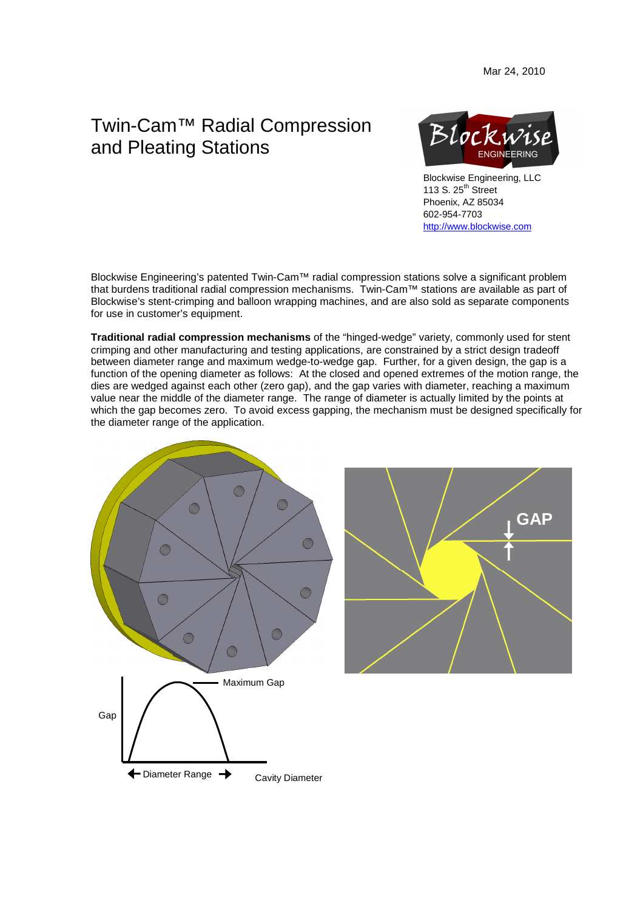Mar 24, 2010

# Twin-Cam™ Radial Compression and Pleating Stations

Blockwise Engineering, LLC
113 S. 25th Street
Phoenix, AZ 85034
602-954-7703
http://www.blockwise.com

Blockwise Engineering's patented Twin-Cam™ radial compression stations solve a significant problem that burdens traditional radial compression mechanisms. Twin-Cam™ stations are available as part of Blockwise's stent-crimping and balloon wrapping machines, and are also sold as separate components for use in customer's equipment.

**Traditional radial compression mechanisms** of the "hinged-wedge" variety, commonly used for stent crimping and other manufacturing and testing applications, are constrained by a strict design tradeoff between diameter range and maximum wedge-to-wedge gap. Further, for a given design, the gap is a function of the opening diameter as follows: At the closed and opened extremes of the motion range, the dies are wedged against each other (zero gap), and the gap varies with diameter, reaching a maximum value near the middle of the diameter range. The range of diameter is actually limited by the points at which the gap becomes zero. To avoid excess gapping, the mechanism must be designed specifically for the diameter range of the application.

GAP

Gap — Maximum Gap

← Diameter Range → Cavity Diameter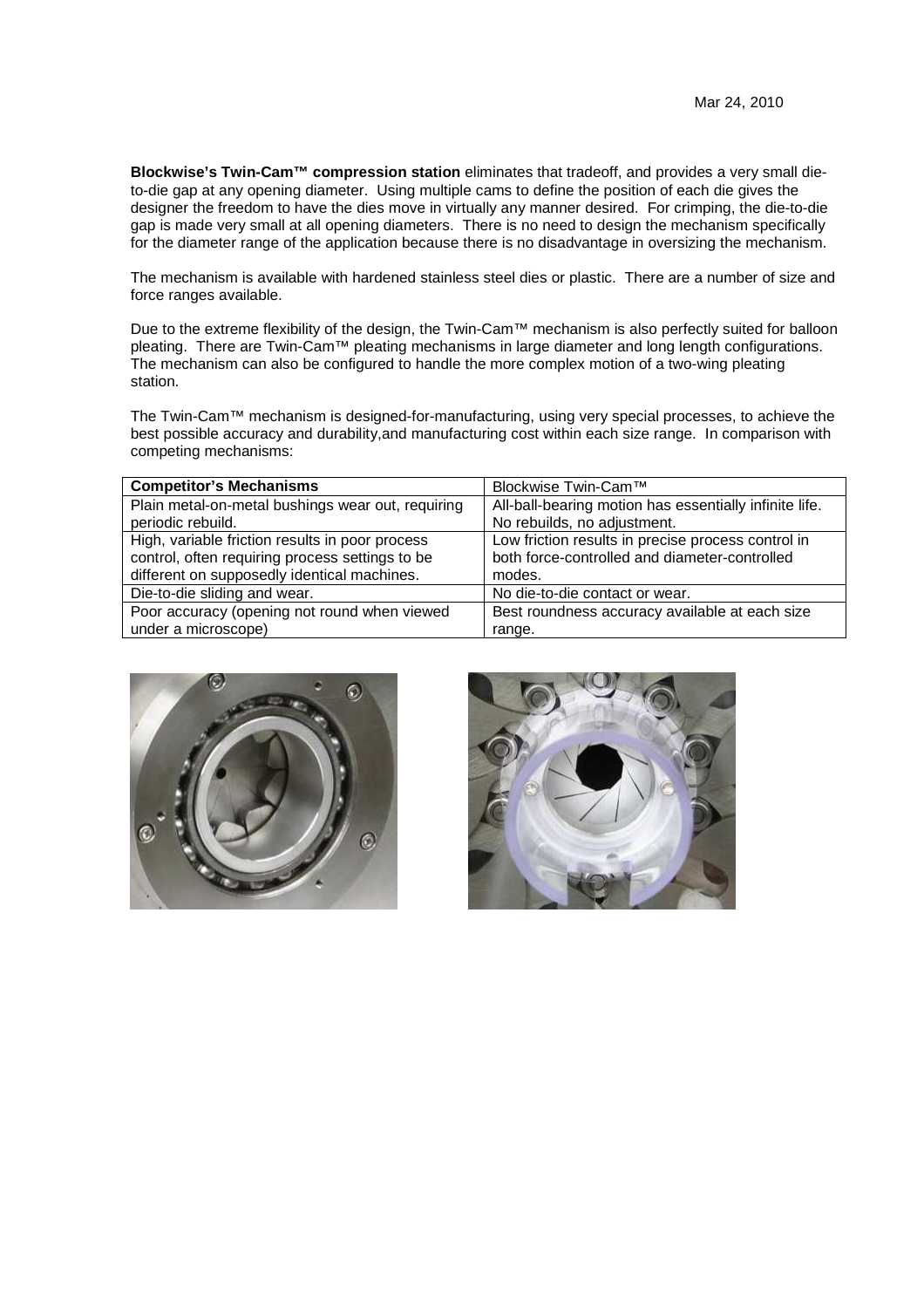Mar 24, 2010

**Blockwise's Twin-Cam™ compression station** eliminates that tradeoff, and provides a very small die-to-die gap at any opening diameter. Using multiple cams to define the position of each die gives the designer the freedom to have the dies move in virtually any manner desired. For crimping, the die-to-die gap is made very small at all opening diameters. There is no need to design the mechanism specifically for the diameter range of the application because there is no disadvantage in oversizing the mechanism.

The mechanism is available with hardened stainless steel dies or plastic. There are a number of size and force ranges available.

Due to the extreme flexibility of the design, the Twin-Cam™ mechanism is also perfectly suited for balloon pleating. There are Twin-Cam™ pleating mechanisms in large diameter and long length configurations. The mechanism can also be configured to handle the more complex motion of a two-wing pleating station.

The Twin-Cam™ mechanism is designed-for-manufacturing, using very special processes, to achieve the best possible accuracy and durability,and manufacturing cost within each size range. In comparison with competing mechanisms:

| **Competitor's Mechanisms** | Blockwise Twin-Cam™ |
|---|---|
| Plain metal-on-metal bushings wear out, requiring periodic rebuild. | All-ball-bearing motion has essentially infinite life. No rebuilds, no adjustment. |
| High, variable friction results in poor process control, often requiring process settings to be different on supposedly identical machines. | Low friction results in precise process control in both force-controlled and diameter-controlled modes. |
| Die-to-die sliding and wear. | No die-to-die contact or wear. |
| Poor accuracy (opening not round when viewed under a microscope) | Best roundness accuracy available at each size range. |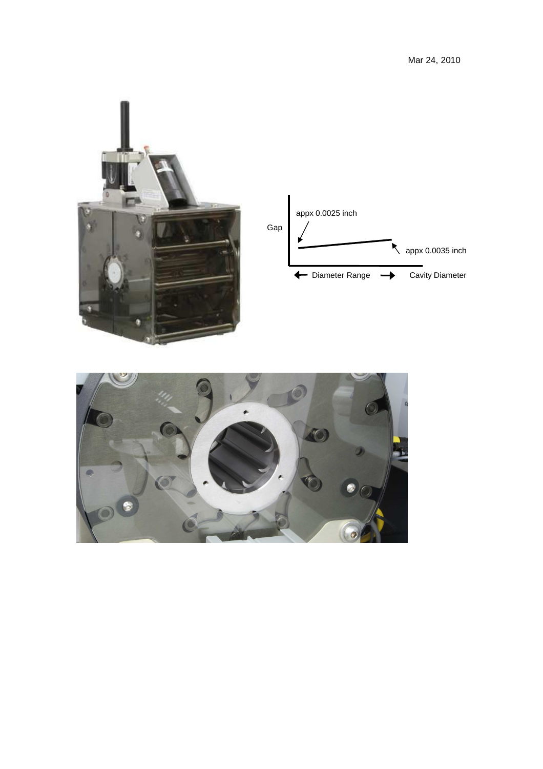Mar 24, 2010

Gap

appx 0.0025 inch

appx 0.0035 inch

← Diameter Range →

Cavity Diameter